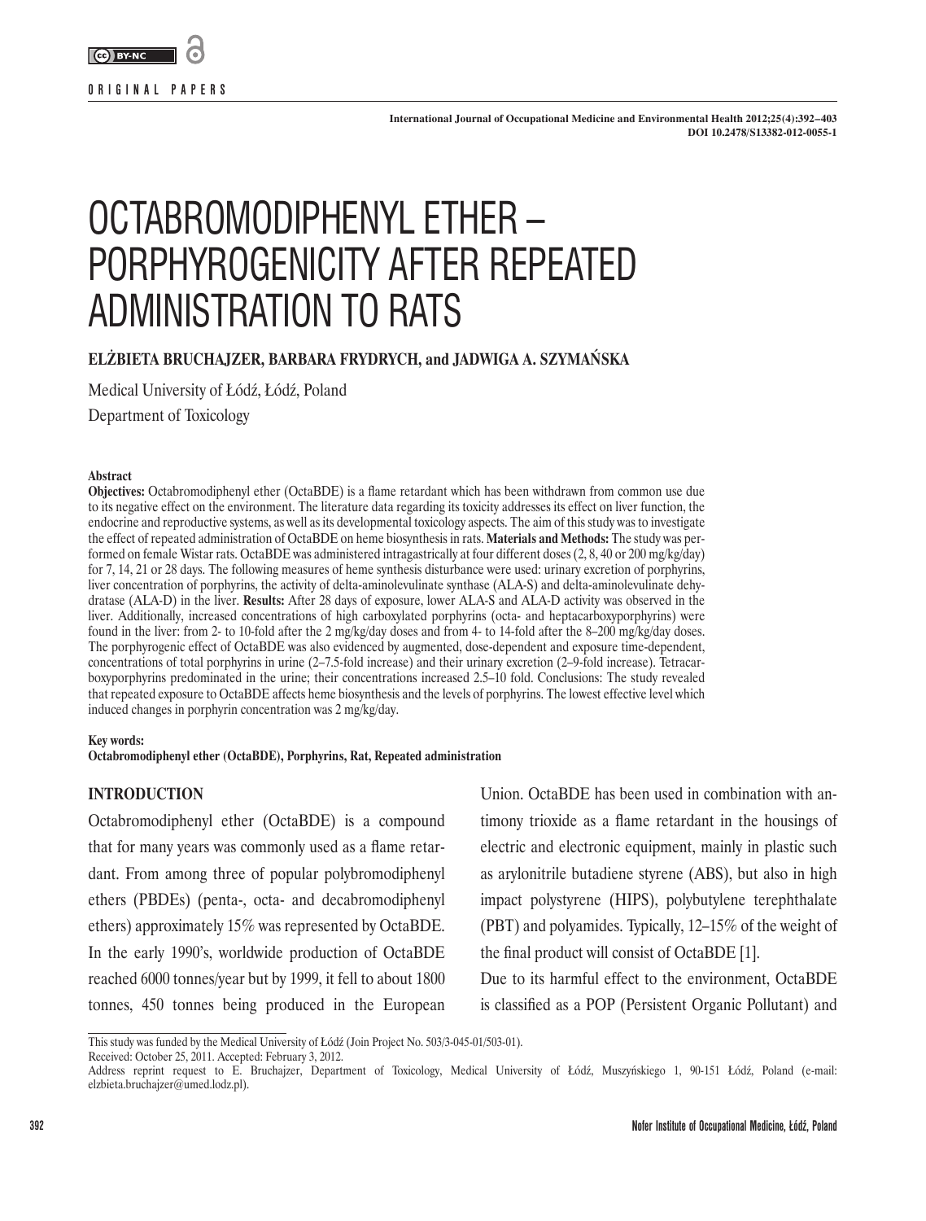ORIGINAL PAPERS

International Journal of Occupational Medicine and Environmental Health 2012;25(4):392–403
DOI 10.2478/S13382-012-0055-1

# OCTABROMODIPHENYL ETHER – PORPHYROGENICITY AFTER REPEATED ADMINISTRATION TO RATS

**ELŻBIETA BRUCHAJZER, BARBARA FRYDRYCH, and JADWIGA A. SZYMAŃSKA**

Medical University of Łódź, Łódź, Poland
Department of Toxicology

**Abstract**

**Objectives:** Octabromodiphenyl ether (OctaBDE) is a flame retardant which has been withdrawn from common use due to its negative effect on the environment. The literature data regarding its toxicity addresses its effect on liver function, the endocrine and reproductive systems, as well as its developmental toxicology aspects. The aim of this study was to investigate the effect of repeated administration of OctaBDE on heme biosynthesis in rats. **Materials and Methods:** The study was performed on female Wistar rats. OctaBDE was administered intragastrically at four different doses (2, 8, 40 or 200 mg/kg/day) for 7, 14, 21 or 28 days. The following measures of heme synthesis disturbance were used: urinary excretion of porphyrins, liver concentration of porphyrins, the activity of delta-aminolevulinate synthase (ALA-S) and delta-aminolevulinate dehydratase (ALA-D) in the liver. **Results:** After 28 days of exposure, lower ALA-S and ALA-D activity was observed in the liver. Additionally, increased concentrations of high carboxylated porphyrins (octa- and heptacarboxyporphyrins) were found in the liver: from 2- to 10-fold after the 2 mg/kg/day doses and from 4- to 14-fold after the 8–200 mg/kg/day doses. The porphyrogenic effect of OctaBDE was also evidenced by augmented, dose-dependent and exposure time-dependent, concentrations of total porphyrins in urine (2–7.5-fold increase) and their urinary excretion (2–9-fold increase). Tetracarboxyporphyrins predominated in the urine; their concentrations increased 2.5–10 fold. Conclusions: The study revealed that repeated exposure to OctaBDE affects heme biosynthesis and the levels of porphyrins. The lowest effective level which induced changes in porphyrin concentration was 2 mg/kg/day.

**Key words:**
**Octabromodiphenyl ether (OctaBDE), Porphyrins, Rat, Repeated administration**

## INTRODUCTION

Octabromodiphenyl ether (OctaBDE) is a compound that for many years was commonly used as a flame retardant. From among three of popular polybromodiphenyl ethers (PBDEs) (penta-, octa- and decabromodiphenyl ethers) approximately 15% was represented by OctaBDE. In the early 1990's, worldwide production of OctaBDE reached 6000 tonnes/year but by 1999, it fell to about 1800 tonnes, 450 tonnes being produced in the European Union. OctaBDE has been used in combination with antimony trioxide as a flame retardant in the housings of electric and electronic equipment, mainly in plastic such as arylonitrile butadiene styrene (ABS), but also in high impact polystyrene (HIPS), polybutylene terephthalate (PBT) and polyamides. Typically, 12–15% of the weight of the final product will consist of OctaBDE [1].

Due to its harmful effect to the environment, OctaBDE is classified as a POP (Persistent Organic Pollutant) and

This study was funded by the Medical University of Łódź (Join Project No. 503/3-045-01/503-01).
Received: October 25, 2011. Accepted: February 3, 2012.
Address reprint request to E. Bruchajzer, Department of Toxicology, Medical University of Łódź, Muszyńskiego 1, 90-151 Łódź, Poland (e-mail: elzbieta.bruchajzer@umed.lodz.pl).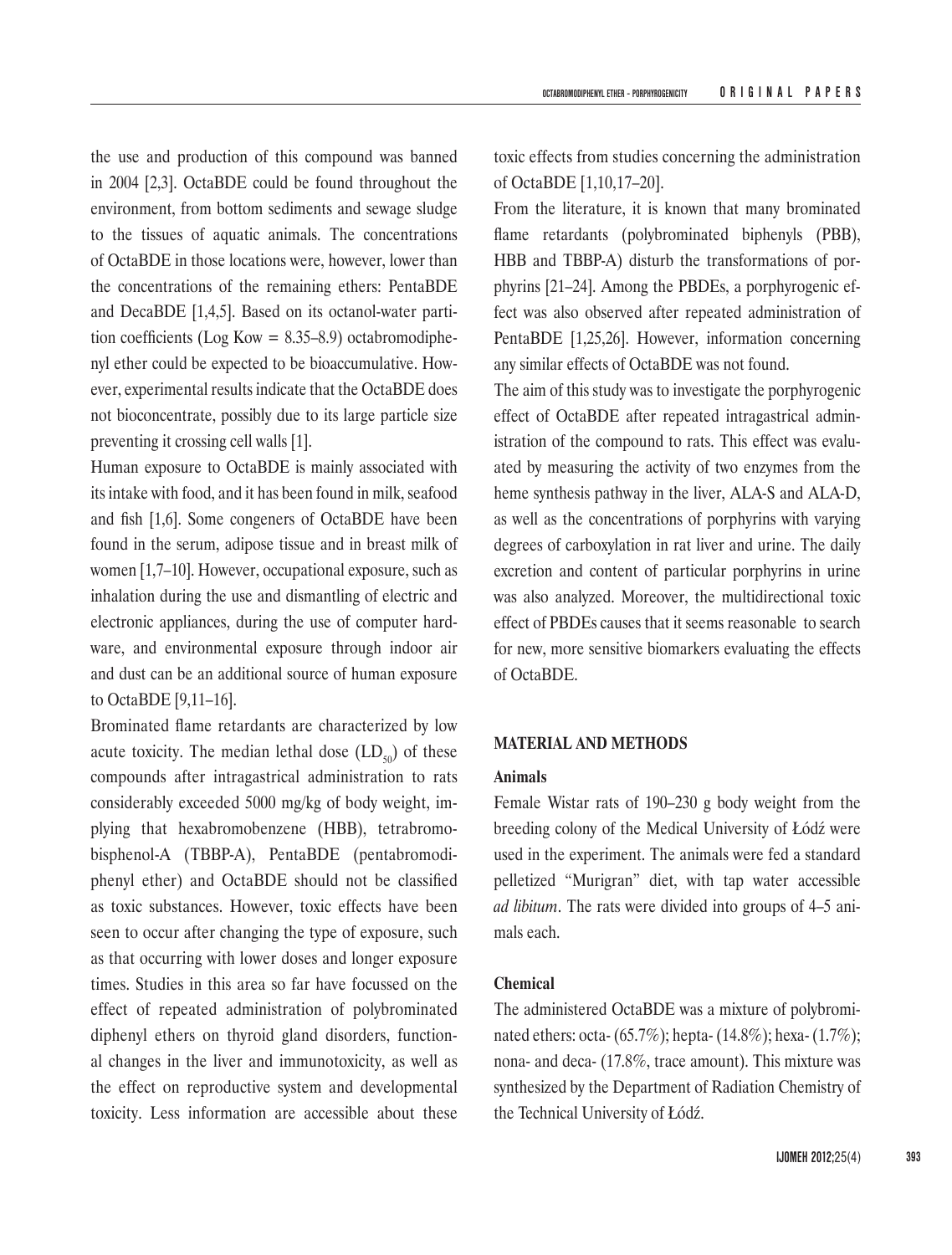the use and production of this compound was banned in 2004 [2,3]. OctaBDE could be found throughout the environment, from bottom sediments and sewage sludge to the tissues of aquatic animals. The concentrations of OctaBDE in those locations were, however, lower than the concentrations of the remaining ethers: PentaBDE and DecaBDE [1,4,5]. Based on its octanol-water partition coefficients (Log Kow = 8.35–8.9) octabromodiphenyl ether could be expected to be bioaccumulative. However, experimental results indicate that the OctaBDE does not bioconcentrate, possibly due to its large particle size preventing it crossing cell walls [1].

Human exposure to OctaBDE is mainly associated with its intake with food, and it has been found in milk, seafood and fish [1,6]. Some congeners of OctaBDE have been found in the serum, adipose tissue and in breast milk of women [1,7–10]. However, occupational exposure, such as inhalation during the use and dismantling of electric and electronic appliances, during the use of computer hardware, and environmental exposure through indoor air and dust can be an additional source of human exposure to OctaBDE [9,11–16].

Brominated flame retardants are characterized by low acute toxicity. The median lethal dose ($LD_{50}$) of these compounds after intragastrical administration to rats considerably exceeded 5000 mg/kg of body weight, implying that hexabromobenzene (HBB), tetrabromobisphenol-A (TBBP-A), PentaBDE (pentabromodiphenyl ether) and OctaBDE should not be classified as toxic substances. However, toxic effects have been seen to occur after changing the type of exposure, such as that occurring with lower doses and longer exposure times. Studies in this area so far have focussed on the effect of repeated administration of polybrominated diphenyl ethers on thyroid gland disorders, functional changes in the liver and immunotoxicity, as well as the effect on reproductive system and developmental toxicity. Less information are accessible about these toxic effects from studies concerning the administration of OctaBDE [1,10,17–20].

From the literature, it is known that many brominated flame retardants (polybrominated biphenyls (PBB), HBB and TBBP-A) disturb the transformations of porphyrins [21–24]. Among the PBDEs, a porphyrogenic effect was also observed after repeated administration of PentaBDE [1,25,26]. However, information concerning any similar effects of OctaBDE was not found.

The aim of this study was to investigate the porphyrogenic effect of OctaBDE after repeated intragastrical administration of the compound to rats. This effect was evaluated by measuring the activity of two enzymes from the heme synthesis pathway in the liver, ALA-S and ALA-D, as well as the concentrations of porphyrins with varying degrees of carboxylation in rat liver and urine. The daily excretion and content of particular porphyrins in urine was also analyzed. Moreover, the multidirectional toxic effect of PBDEs causes that it seems reasonable to search for new, more sensitive biomarkers evaluating the effects of OctaBDE.

## MATERIAL AND METHODS

### Animals

Female Wistar rats of 190–230 g body weight from the breeding colony of the Medical University of Łódź were used in the experiment. The animals were fed a standard pelletized "Murigran" diet, with tap water accessible *ad libitum*. The rats were divided into groups of 4–5 animals each.

### Chemical

The administered OctaBDE was a mixture of polybrominated ethers: octa- (65.7%); hepta- (14.8%); hexa- (1.7%); nona- and deca- (17.8%, trace amount). This mixture was synthesized by the Department of Radiation Chemistry of the Technical University of Łódź.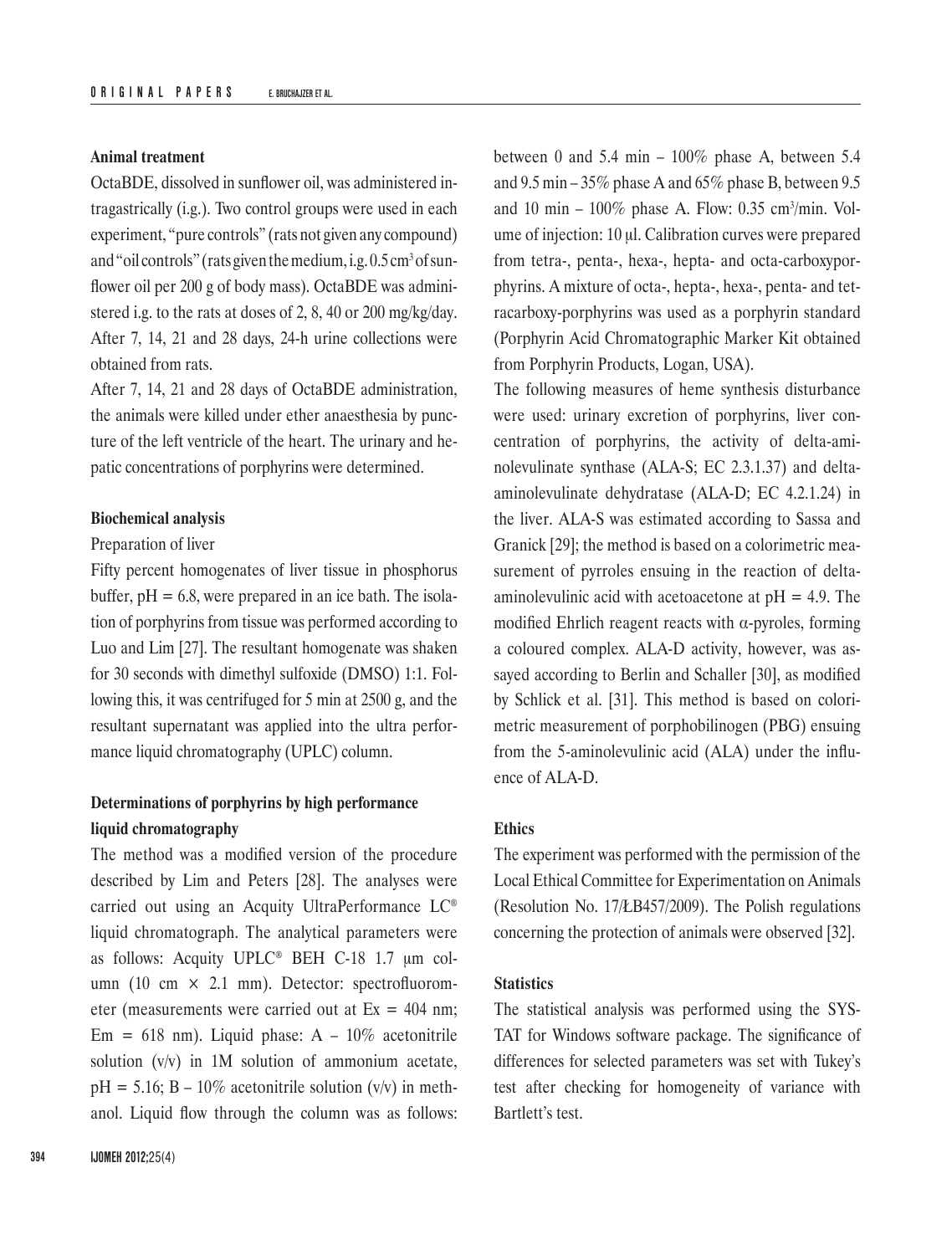**Animal treatment**

OctaBDE, dissolved in sunflower oil, was administered intragastrically (i.g.). Two control groups were used in each experiment, "pure controls" (rats not given any compound) and "oil controls" (rats given the medium, i.g. 0.5 $cm^3$ of sunflower oil per 200 g of body mass). OctaBDE was administered i.g. to the rats at doses of 2, 8, 40 or 200 mg/kg/day. After 7, 14, 21 and 28 days, 24-h urine collections were obtained from rats.

After 7, 14, 21 and 28 days of OctaBDE administration, the animals were killed under ether anaesthesia by puncture of the left ventricle of the heart. The urinary and hepatic concentrations of porphyrins were determined.

**Biochemical analysis**

Preparation of liver

Fifty percent homogenates of liver tissue in phosphorus buffer, pH = 6.8, were prepared in an ice bath. The isolation of porphyrins from tissue was performed according to Luo and Lim [27]. The resultant homogenate was shaken for 30 seconds with dimethyl sulfoxide (DMSO) 1:1. Following this, it was centrifuged for 5 min at 2500 g, and the resultant supernatant was applied into the ultra performance liquid chromatography (UPLC) column.

**Determinations of porphyrins by high performance liquid chromatography**

The method was a modified version of the procedure described by Lim and Peters [28]. The analyses were carried out using an Acquity UltraPerformance LC® liquid chromatograph. The analytical parameters were as follows: Acquity UPLC® BEH C-18 1.7 μm column (10 cm × 2.1 mm). Detector: spectrofluorometer (measurements were carried out at Ex = 404 nm; Em = 618 nm). Liquid phase: A – 10% acetonitrile solution (v/v) in 1M solution of ammonium acetate, pH = 5.16; B – 10% acetonitrile solution (v/v) in methanol. Liquid flow through the column was as follows: between 0 and 5.4 min – 100% phase A, between 5.4 and 9.5 min – 35% phase A and 65% phase B, between 9.5 and 10 min – 100% phase A. Flow: 0.35 $cm^3$/min. Volume of injection: 10 μl. Calibration curves were prepared from tetra-, penta-, hexa-, hepta- and octa-carboxyporphyrins. A mixture of octa-, hepta-, hexa-, penta- and tetracarboxy-porphyrins was used as a porphyrin standard (Porphyrin Acid Chromatographic Marker Kit obtained from Porphyrin Products, Logan, USA).

The following measures of heme synthesis disturbance were used: urinary excretion of porphyrins, liver concentration of porphyrins, the activity of delta-aminolevulinate synthase (ALA-S; EC 2.3.1.37) and delta-aminolevulinate dehydratase (ALA-D; EC 4.2.1.24) in the liver. ALA-S was estimated according to Sassa and Granick [29]; the method is based on a colorimetric measurement of pyrroles ensuing in the reaction of delta-aminolevulinic acid with acetoacetone at pH = 4.9. The modified Ehrlich reagent reacts with α-pyroles, forming a coloured complex. ALA-D activity, however, was assayed according to Berlin and Schaller [30], as modified by Schlick et al. [31]. This method is based on colorimetric measurement of porphobilinogen (PBG) ensuing from the 5-aminolevulinic acid (ALA) under the influence of ALA-D.

**Ethics**

The experiment was performed with the permission of the Local Ethical Committee for Experimentation on Animals (Resolution No. 17/ŁB457/2009). The Polish regulations concerning the protection of animals were observed [32].

**Statistics**

The statistical analysis was performed using the SYSTAT for Windows software package. The significance of differences for selected parameters was set with Tukey's test after checking for homogeneity of variance with Bartlett's test.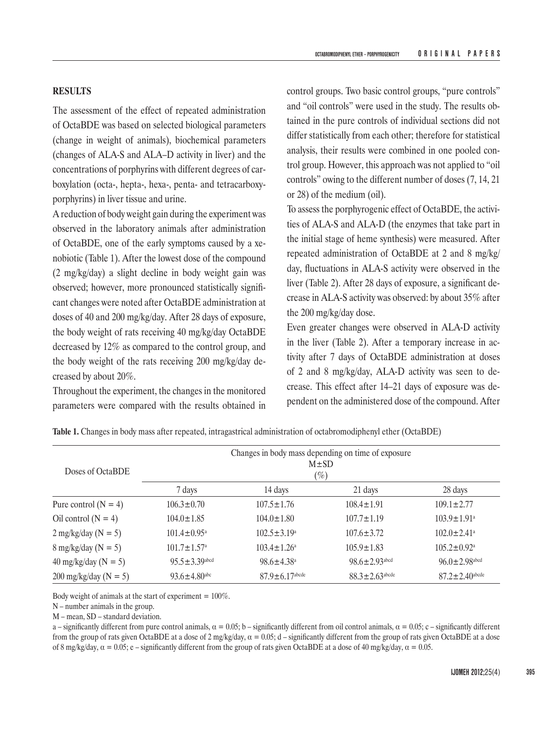## RESULTS

The assessment of the effect of repeated administration of OctaBDE was based on selected biological parameters (change in weight of animals), biochemical parameters (changes of ALA-S and ALA–D activity in liver) and the concentrations of porphyrins with different degrees of carboxylation (octa-, hepta-, hexa-, penta- and tetracarboxyporphyrins) in liver tissue and urine.

A reduction of body weight gain during the experiment was observed in the laboratory animals after administration of OctaBDE, one of the early symptoms caused by a xenobiotic (Table 1). After the lowest dose of the compound (2 mg/kg/day) a slight decline in body weight gain was observed; however, more pronounced statistically significant changes were noted after OctaBDE administration at doses of 40 and 200 mg/kg/day. After 28 days of exposure, the body weight of rats receiving 40 mg/kg/day OctaBDE decreased by 12% as compared to the control group, and the body weight of the rats receiving 200 mg/kg/day decreased by about 20%.

Throughout the experiment, the changes in the monitored parameters were compared with the results obtained in control groups. Two basic control groups, "pure controls" and "oil controls" were used in the study. The results obtained in the pure controls of individual sections did not differ statistically from each other; therefore for statistical analysis, their results were combined in one pooled control group. However, this approach was not applied to "oil controls" owing to the different number of doses (7, 14, 21 or 28) of the medium (oil).

To assess the porphyrogenic effect of OctaBDE, the activities of ALA-S and ALA-D (the enzymes that take part in the initial stage of heme synthesis) were measured. After repeated administration of OctaBDE at 2 and 8 mg/kg/day, fluctuations in ALA-S activity were observed in the liver (Table 2). After 28 days of exposure, a significant decrease in ALA-S activity was observed: by about 35% after the 200 mg/kg/day dose.

Even greater changes were observed in ALA-D activity in the liver (Table 2). After a temporary increase in activity after 7 days of OctaBDE administration at doses of 2 and 8 mg/kg/day, ALA-D activity was seen to decrease. This effect after 14–21 days of exposure was dependent on the administered dose of the compound. After

**Table 1.** Changes in body mass after repeated, intragastrical administration of octabromodiphenyl ether (OctaBDE)

| Doses of OctaBDE | Changes in body mass depending on time of exposure M±SD (%) | | | |
|---|---|---|---|---|
| | 7 days | 14 days | 21 days | 28 days |
| Pure control (N = 4) | 106.3±0.70 | 107.5±1.76 | 108.4±1.91 | 109.1±2.77 |
| Oil control (N = 4) | 104.0±1.85 | 104.0±1.80 | 107.7±1.19 | 103.9±1.91[a] |
| 2 mg/kg/day (N = 5) | 101.4±0.95[a] | 102.5±3.19[a] | 107.6±3.72 | 102.0±2.41[a] |
| 8 mg/kg/day (N = 5) | 101.7±1.57[a] | 103.4±1.26[a] | 105.9±1.83 | 105.2±0.92[a] |
| 40 mg/kg/day (N = 5) | 95.5±3.39[abcd] | 98.6±4.38[a] | 98.6±2.93[abcd] | 96.0±2.98[abcd] |
| 200 mg/kg/day (N = 5) | 93.6±4.80[abc] | 87.9±6.17[abcde] | 88.3±2.63[abcde] | 87.2±2.40[abcde] |

Body weight of animals at the start of experiment = 100%.

N – number animals in the group.

M – mean, SD – standard deviation.

a – significantly different from pure control animals, $\alpha = 0.05$; b – significantly different from oil control animals, $\alpha = 0.05$; c – significantly different from the group of rats given OctaBDE at a dose of 2 mg/kg/day, $\alpha = 0.05$; d – significantly different from the group of rats given OctaBDE at a dose of 8 mg/kg/day, $\alpha = 0.05$; e – significantly different from the group of rats given OctaBDE at a dose of 40 mg/kg/day, $\alpha = 0.05$.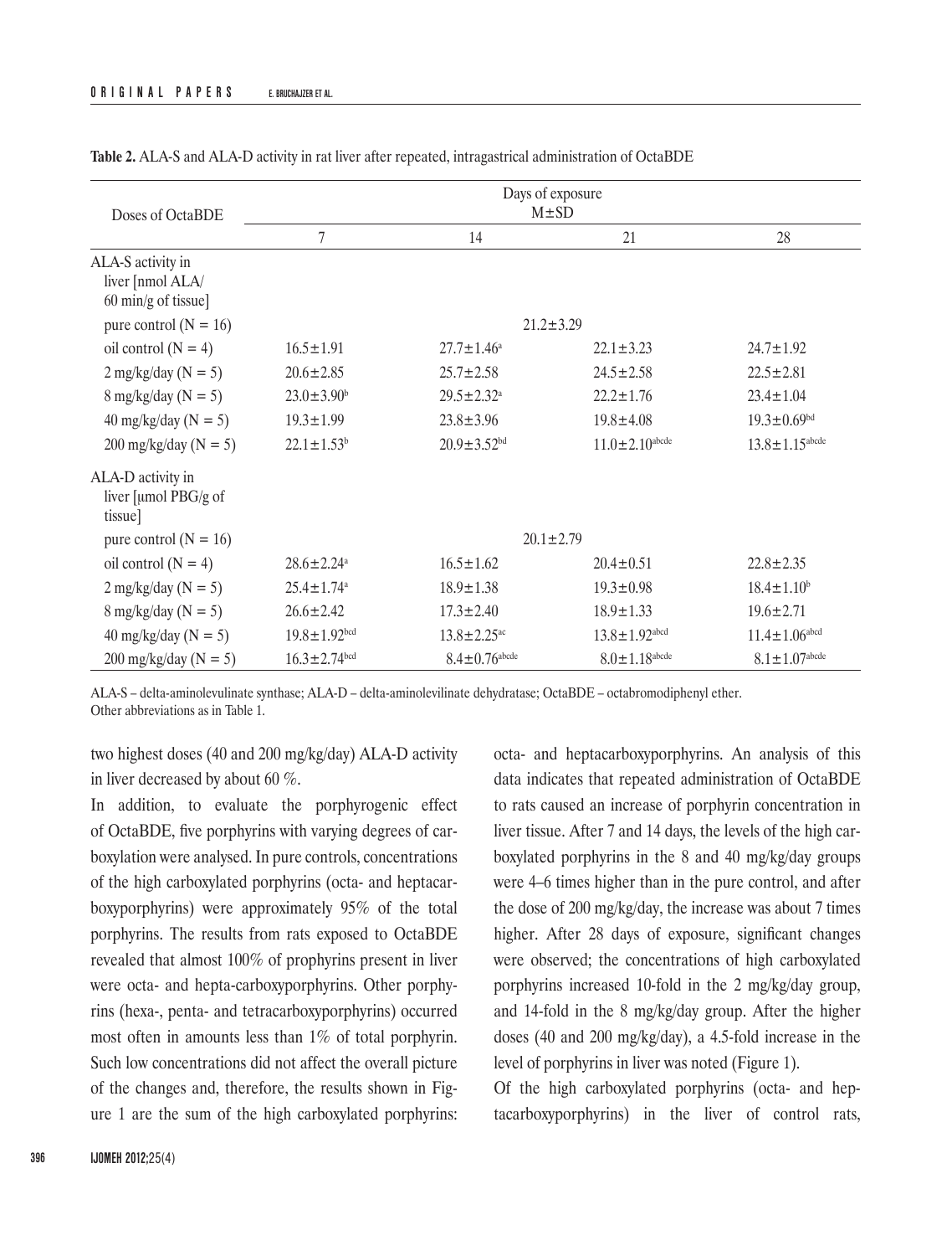**Table 2.** ALA-S and ALA-D activity in rat liver after repeated, intragastrical administration of OctaBDE

| Doses of OctaBDE | Days of exposure M±SD | | | |
|---|---|---|---|---|
| | 7 | 14 | 21 | 28 |
| ALA-S activity in liver [nmol ALA/ 60 min/g of tissue] | | | | |
| pure control (N = 16) | 21.2±3.29 | | | |
| oil control (N = 4) | 16.5±1.91 | 27.7±1.46[a] | 22.1±3.23 | 24.7±1.92 |
| 2 mg/kg/day (N = 5) | 20.6±2.85 | 25.7±2.58 | 24.5±2.58 | 22.5±2.81 |
| 8 mg/kg/day (N = 5) | 23.0±3.90[b] | 29.5±2.32[a] | 22.2±1.76 | 23.4±1.04 |
| 40 mg/kg/day (N = 5) | 19.3±1.99 | 23.8±3.96 | 19.8±4.08 | 19.3±0.69[bd] |
| 200 mg/kg/day (N = 5) | 22.1±1.53[b] | 20.9±3.52[bd] | 11.0±2.10[abcde] | 13.8±1.15[abcde] |
| ALA-D activity in liver [µmol PBG/g of tissue] | | | | |
| pure control (N = 16) | 20.1±2.79 | | | |
| oil control (N = 4) | 28.6±2.24[a] | 16.5±1.62 | 20.4±0.51 | 22.8±2.35 |
| 2 mg/kg/day (N = 5) | 25.4±1.74[a] | 18.9±1.38 | 19.3±0.98 | 18.4±1.10[b] |
| 8 mg/kg/day (N = 5) | 26.6±2.42 | 17.3±2.40 | 18.9±1.33 | 19.6±2.71 |
| 40 mg/kg/day (N = 5) | 19.8±1.92[bcd] | 13.8±2.25[ac] | 13.8±1.92[abcd] | 11.4±1.06[abcd] |
| 200 mg/kg/day (N = 5) | 16.3±2.74[bcd] | 8.4±0.76[abcde] | 8.0±1.18[abcde] | 8.1±1.07[abcde] |

ALA-S – delta-aminolevulinate synthase; ALA-D – delta-aminolevilinate dehydratase; OctaBDE – octabromodiphenyl ether.
Other abbreviations as in Table 1.

two highest doses (40 and 200 mg/kg/day) ALA-D activity in liver decreased by about 60 %.

In addition, to evaluate the porphyrogenic effect of OctaBDE, five porphyrins with varying degrees of carboxylation were analysed. In pure controls, concentrations of the high carboxylated porphyrins (octa- and heptacarboxyporphyrins) were approximately 95% of the total porphyrins. The results from rats exposed to OctaBDE revealed that almost 100% of prophyrins present in liver were octa- and hepta-carboxyporphyrins. Other porphyrins (hexa-, penta- and tetracarboxyporphyrins) occurred most often in amounts less than 1% of total porphyrin. Such low concentrations did not affect the overall picture of the changes and, therefore, the results shown in Figure 1 are the sum of the high carboxylated porphyrins: octa- and heptacarboxyporphyrins. An analysis of this data indicates that repeated administration of OctaBDE to rats caused an increase of porphyrin concentration in liver tissue. After 7 and 14 days, the levels of the high carboxylated porphyrins in the 8 and 40 mg/kg/day groups were 4–6 times higher than in the pure control, and after the dose of 200 mg/kg/day, the increase was about 7 times higher. After 28 days of exposure, significant changes were observed; the concentrations of high carboxylated porphyrins increased 10-fold in the 2 mg/kg/day group, and 14-fold in the 8 mg/kg/day group. After the higher doses (40 and 200 mg/kg/day), a 4.5-fold increase in the level of porphyrins in liver was noted (Figure 1).

Of the high carboxylated porphyrins (octa- and heptacarboxyporphyrins) in the liver of control rats,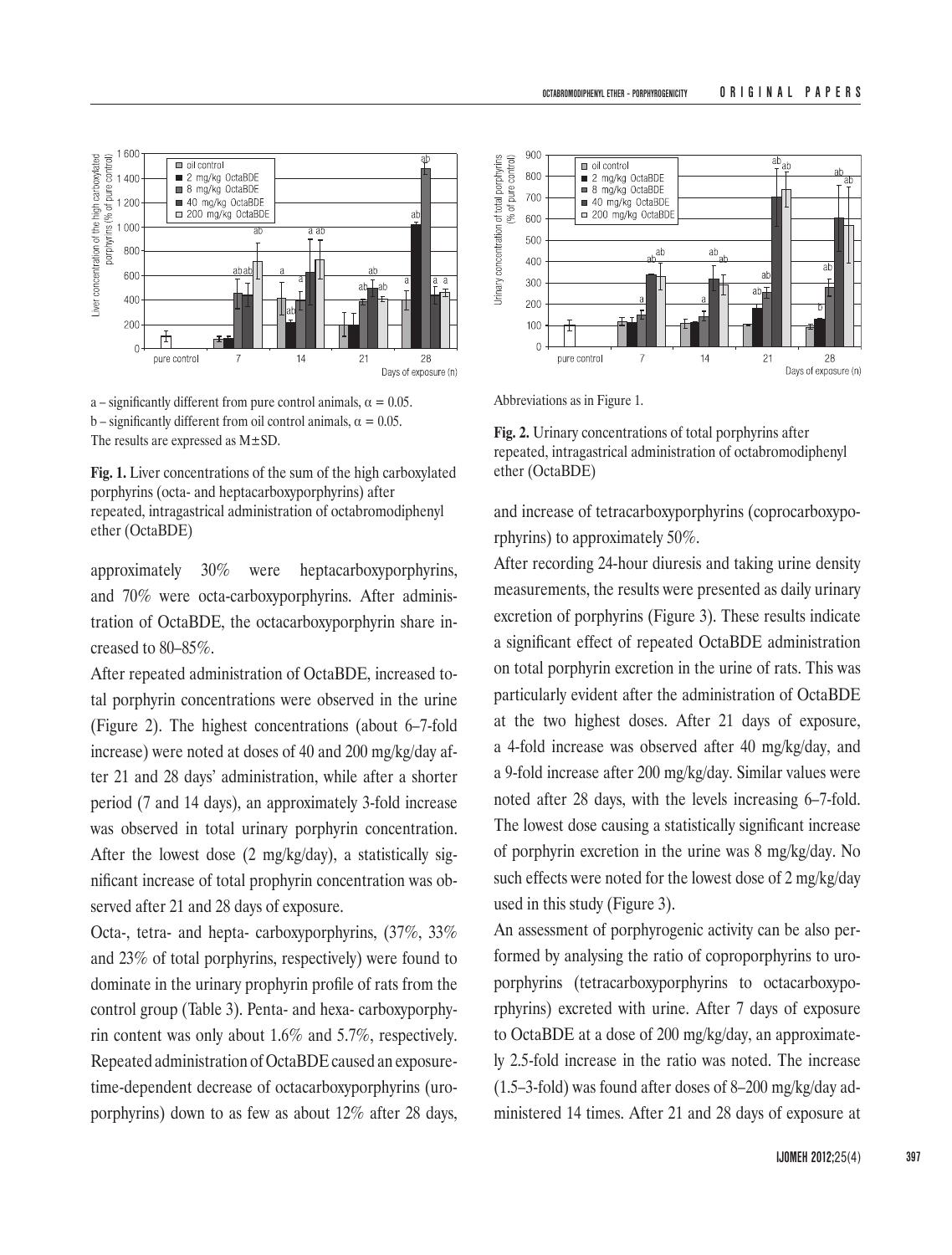a – significantly different from pure control animals, $\alpha = 0.05$.
b – significantly different from oil control animals, $\alpha = 0.05$.
The results are expressed as M±SD.

**Fig. 1.** Liver concentrations of the sum of the high carboxylated porphyrins (octa- and heptacarboxyporphyrins) after repeated, intragastrical administration of octabromodiphenyl ether (OctaBDE)

approximately 30% were heptacarboxyporphyrins, and 70% were octa-carboxyporphyrins. After administration of OctaBDE, the octacarboxyporphyrin share increased to 80–85%.

After repeated administration of OctaBDE, increased total porphyrin concentrations were observed in the urine (Figure 2). The highest concentrations (about 6–7-fold increase) were noted at doses of 40 and 200 mg/kg/day after 21 and 28 days' administration, while after a shorter period (7 and 14 days), an approximately 3-fold increase was observed in total urinary porphyrin concentration. After the lowest dose (2 mg/kg/day), a statistically significant increase of total prophyrin concentration was observed after 21 and 28 days of exposure.

Octa-, tetra- and hepta- carboxyporphyrins, (37%, 33% and 23% of total porphyrins, respectively) were found to dominate in the urinary prophyrin profile of rats from the control group (Table 3). Penta- and hexa- carboxyporphyrin content was only about 1.6% and 5.7%, respectively. Repeated administration of OctaBDE caused an exposure-time-dependent decrease of octacarboxyporphyrins (uroporphyrins) down to as few as about 12% after 28 days,

Abbreviations as in Figure 1.

**Fig. 2.** Urinary concentrations of total porphyrins after repeated, intragastrical administration of octabromodiphenyl ether (OctaBDE)

and increase of tetracarboxyporphyrins (coprocarboxyporphyrins) to approximately 50%.

After recording 24-hour diuresis and taking urine density measurements, the results were presented as daily urinary excretion of porphyrins (Figure 3). These results indicate a significant effect of repeated OctaBDE administration on total porphyrin excretion in the urine of rats. This was particularly evident after the administration of OctaBDE at the two highest doses. After 21 days of exposure, a 4-fold increase was observed after 40 mg/kg/day, and a 9-fold increase after 200 mg/kg/day. Similar values were noted after 28 days, with the levels increasing 6–7-fold. The lowest dose causing a statistically significant increase of porphyrin excretion in the urine was 8 mg/kg/day. No such effects were noted for the lowest dose of 2 mg/kg/day used in this study (Figure 3).

An assessment of porphyrogenic activity can be also performed by analysing the ratio of coproporphyrins to uroporphyrins (tetracarboxyporphyrins to octacarboxyporphyrins) excreted with urine. After 7 days of exposure to OctaBDE at a dose of 200 mg/kg/day, an approximately 2.5-fold increase in the ratio was noted. The increase (1.5–3-fold) was found after doses of 8–200 mg/kg/day administered 14 times. After 21 and 28 days of exposure at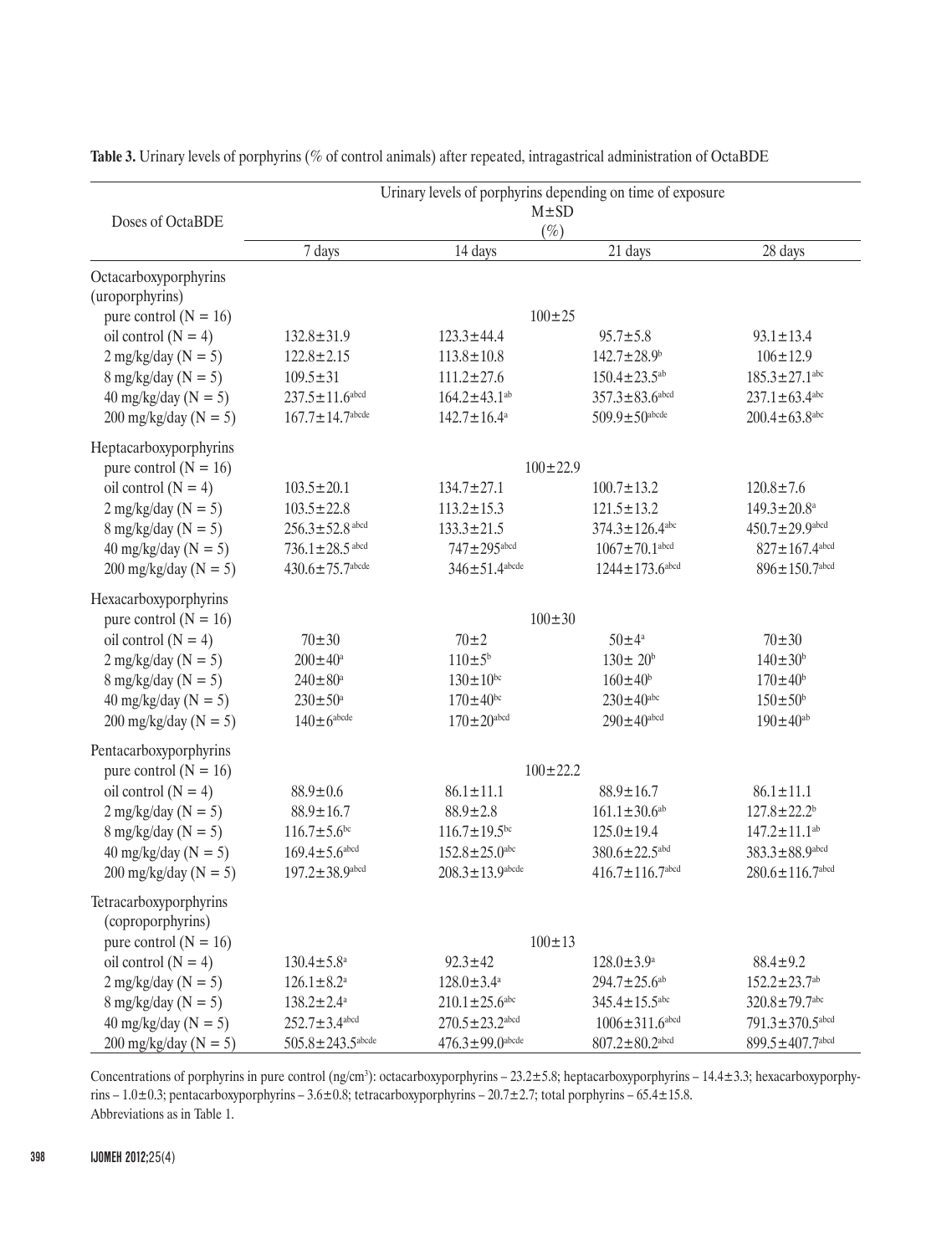**Table 3.** Urinary levels of porphyrins (% of control animals) after repeated, intragastrical administration of OctaBDE

| Doses of OctaBDE | Urinary levels of porphyrins depending on time of exposure M±SD (%) | | | |
|---|---|---|---|---|
| | 7 days | 14 days | 21 days | 28 days |
| Octacarboxyporphyrins (uroporphyrins) | | | | |
| pure control (N = 16) | 100±25 | | | |
| oil control (N = 4) | 132.8±31.9 | 123.3±44.4 | 95.7±5.8 | 93.1±13.4 |
| 2 mg/kg/day (N = 5) | 122.8±2.15 | 113.8±10.8 | 142.7±28.9[b] | 106±12.9 |
| 8 mg/kg/day (N = 5) | 109.5±31 | 111.2±27.6 | 150.4±23.5[ab] | 185.3±27.1[abc] |
| 40 mg/kg/day (N = 5) | 237.5±11.6[abcd] | 164.2±43.1[ab] | 357.3±83.6[abcd] | 237.1±63.4[abc] |
| 200 mg/kg/day (N = 5) | 167.7±14.7[abcde] | 142.7±16.4[a] | 509.9±50[abcde] | 200.4±63.8[abc] |
| Heptacarboxyporphyrins | | | | |
| pure control (N = 16) | 100±22.9 | | | |
| oil control (N = 4) | 103.5±20.1 | 134.7±27.1 | 100.7±13.2 | 120.8±7.6 |
| 2 mg/kg/day (N = 5) | 103.5±22.8 | 113.2±15.3 | 121.5±13.2 | 149.3±20.8[a] |
| 8 mg/kg/day (N = 5) | 256.3±52.8[abcd] | 133.3±21.5 | 374.3±126.4[abc] | 450.7±29.9[abcd] |
| 40 mg/kg/day (N = 5) | 736.1±28.5[abcd] | 747±295[abcd] | 1067±70.1[abcd] | 827±167.4[abcd] |
| 200 mg/kg/day (N = 5) | 430.6±75.7[abcde] | 346±51.4[abcde] | 1244±173.6[abcd] | 896±150.7[abcd] |
| Hexacarboxyporphyrins | | | | |
| pure control (N = 16) | 100±30 | | | |
| oil control (N = 4) | 70±30 | 70±2 | 50±4[a] | 70±30 |
| 2 mg/kg/day (N = 5) | 200±40[a] | 110±5[b] | 130± 20[b] | 140±30[b] |
| 8 mg/kg/day (N = 5) | 240±80[a] | 130±10[bc] | 160±40[b] | 170±40[b] |
| 40 mg/kg/day (N = 5) | 230±50[a] | 170±40[bc] | 230±40[abc] | 150±50[b] |
| 200 mg/kg/day (N = 5) | 140±6[abcde] | 170±20[abcd] | 290±40[abcd] | 190±40[ab] |
| Pentacarboxyporphyrins | | | | |
| pure control (N = 16) | 100±22.2 | | | |
| oil control (N = 4) | 88.9±0.6 | 86.1±11.1 | 88.9±16.7 | 86.1±11.1 |
| 2 mg/kg/day (N = 5) | 88.9±16.7 | 88.9±2.8 | 161.1±30.6[ab] | 127.8±22.2[b] |
| 8 mg/kg/day (N = 5) | 116.7±5.6[bc] | 116.7±19.5[bc] | 125.0±19.4 | 147.2±11.1[ab] |
| 40 mg/kg/day (N = 5) | 169.4±5.6[abcd] | 152.8±25.0[abc] | 380.6±22.5[abd] | 383.3±88.9[abcd] |
| 200 mg/kg/day (N = 5) | 197.2±38.9[abcd] | 208.3±13.9[abcde] | 416.7±116.7[abcd] | 280.6±116.7[abcd] |
| Tetracarboxyporphyrins (coproporphyrins) | | | | |
| pure control (N = 16) | 100±13 | | | |
| oil control (N = 4) | 130.4±5.8[a] | 92.3±42 | 128.0±3.9[a] | 88.4±9.2 |
| 2 mg/kg/day (N = 5) | 126.1±8.2[a] | 128.0±3.4[a] | 294.7±25.6[ab] | 152.2±23.7[ab] |
| 8 mg/kg/day (N = 5) | 138.2±2.4[a] | 210.1±25.6[abc] | 345.4±15.5[abc] | 320.8±79.7[abc] |
| 40 mg/kg/day (N = 5) | 252.7±3.4[abcd] | 270.5±23.2[abcd] | 1006±311.6[abcd] | 791.3±370.5[abcd] |
| 200 mg/kg/day (N = 5) | 505.8±243.5[abcde] | 476.3±99.0[abcde] | 807.2±80.2[abcd] | 899.5±407.7[abcd] |

Concentrations of porphyrins in pure control ($ng/cm^3$): octacarboxyporphyrins – 23.2±5.8; heptacarboxyporphyrins – 14.4±3.3; hexacarboxyporphyrins – 1.0±0.3; pentacarboxyporphyrins – 3.6±0.8; tetracarboxyporphyrins – 20.7±2.7; total porphyrins – 65.4±15.8.
Abbreviations as in Table 1.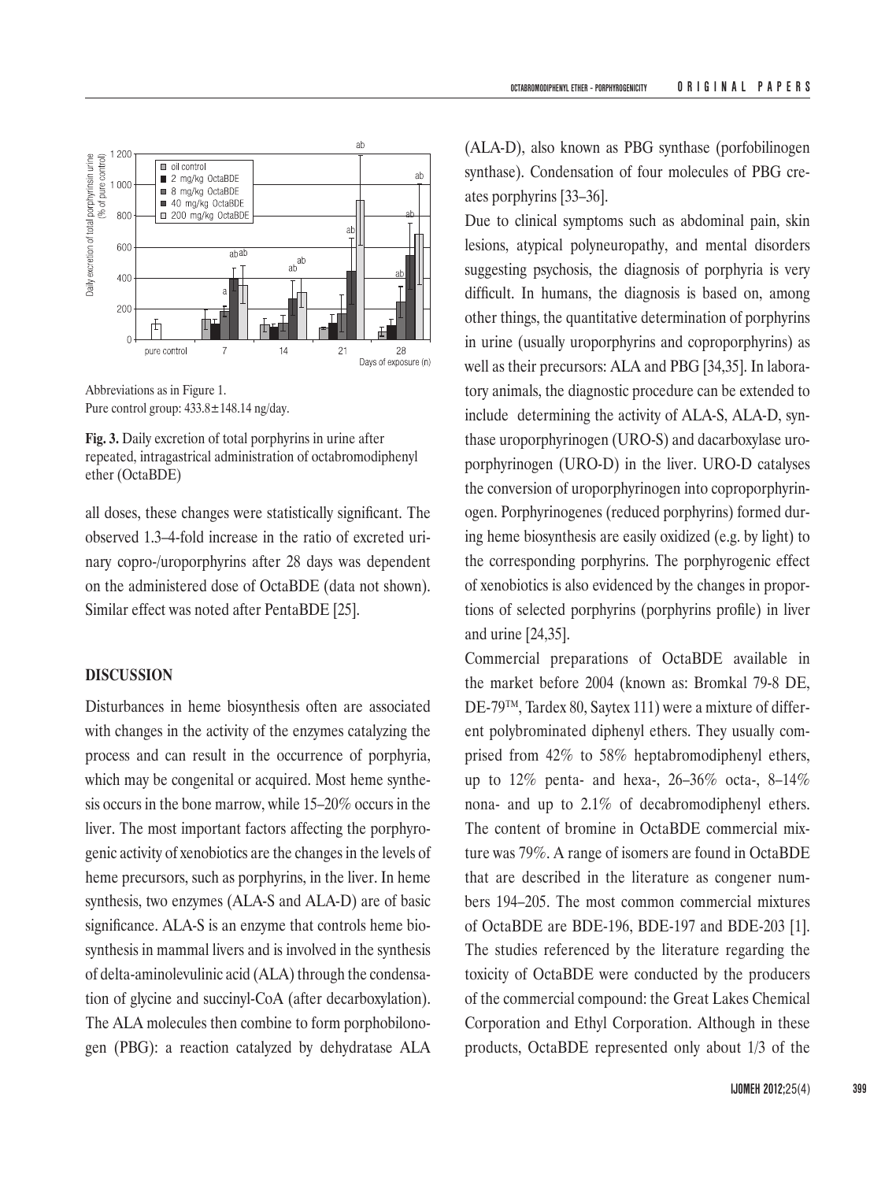Abbreviations as in Figure 1.
Pure control group: 433.8±148.14 ng/day.

**Fig. 3.** Daily excretion of total porphyrins in urine after repeated, intragastrical administration of octabromodiphenyl ether (OctaBDE)

all doses, these changes were statistically significant. The observed 1.3–4-fold increase in the ratio of excreted urinary copro-/uroporphyrins after 28 days was dependent on the administered dose of OctaBDE (data not shown). Similar effect was noted after PentaBDE [25].

## DISCUSSION

Disturbances in heme biosynthesis often are associated with changes in the activity of the enzymes catalyzing the process and can result in the occurrence of porphyria, which may be congenital or acquired. Most heme synthesis occurs in the bone marrow, while 15–20% occurs in the liver. The most important factors affecting the porphyrogenic activity of xenobiotics are the changes in the levels of heme precursors, such as porphyrins, in the liver. In heme synthesis, two enzymes (ALA-S and ALA-D) are of basic significance. ALA-S is an enzyme that controls heme biosynthesis in mammal livers and is involved in the synthesis of delta-aminolevulinic acid (ALA) through the condensation of glycine and succinyl-CoA (after decarboxylation). The ALA molecules then combine to form porphobilonogen (PBG): a reaction catalyzed by dehydratase ALA (ALA-D), also known as PBG synthase (porfobilinogen synthase). Condensation of four molecules of PBG creates porphyrins [33–36].

Due to clinical symptoms such as abdominal pain, skin lesions, atypical polyneuropathy, and mental disorders suggesting psychosis, the diagnosis of porphyria is very difficult. In humans, the diagnosis is based on, among other things, the quantitative determination of porphyrins in urine (usually uroporphyrins and coproporphyrins) as well as their precursors: ALA and PBG [34,35]. In laboratory animals, the diagnostic procedure can be extended to include determining the activity of ALA-S, ALA-D, synthase uroporphyrinogen (URO-S) and dacarboxylase uroporphyrinogen (URO-D) in the liver. URO-D catalyses the conversion of uroporphyrinogen into coproporphyrinogen. Porphyrinogenes (reduced porphyrins) formed during heme biosynthesis are easily oxidized (e.g. by light) to the corresponding porphyrins. The porphyrogenic effect of xenobiotics is also evidenced by the changes in proportions of selected porphyrins (porphyrins profile) in liver and urine [24,35].

Commercial preparations of OctaBDE available in the market before 2004 (known as: Bromkal 79-8 DE, DE-79™, Tardex 80, Saytex 111) were a mixture of different polybrominated diphenyl ethers. They usually comprised from 42% to 58% heptabromodiphenyl ethers, up to 12% penta- and hexa-, 26–36% octa-, 8–14% nona- and up to 2.1% of decabromodiphenyl ethers. The content of bromine in OctaBDE commercial mixture was 79%. A range of isomers are found in OctaBDE that are described in the literature as congener numbers 194–205. The most common commercial mixtures of OctaBDE are BDE-196, BDE-197 and BDE-203 [1]. The studies referenced by the literature regarding the toxicity of OctaBDE were conducted by the producers of the commercial compound: the Great Lakes Chemical Corporation and Ethyl Corporation. Although in these products, OctaBDE represented only about 1/3 of the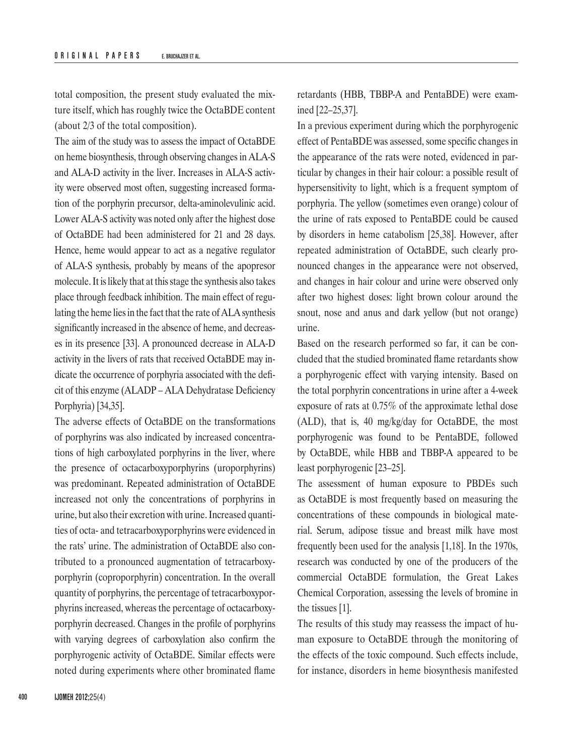total composition, the present study evaluated the mixture itself, which has roughly twice the OctaBDE content (about 2/3 of the total composition).

The aim of the study was to assess the impact of OctaBDE on heme biosynthesis, through observing changes in ALA-S and ALA-D activity in the liver. Increases in ALA-S activity were observed most often, suggesting increased formation of the porphyrin precursor, delta-aminolevulinic acid. Lower ALA-S activity was noted only after the highest dose of OctaBDE had been administered for 21 and 28 days. Hence, heme would appear to act as a negative regulator of ALA-S synthesis, probably by means of the apopresor molecule. It is likely that at this stage the synthesis also takes place through feedback inhibition. The main effect of regulating the heme lies in the fact that the rate of ALA synthesis significantly increased in the absence of heme, and decreases in its presence [33]. A pronounced decrease in ALA-D activity in the livers of rats that received OctaBDE may indicate the occurrence of porphyria associated with the deficit of this enzyme (ALADP – ALA Dehydratase Deficiency Porphyria) [34,35].

The adverse effects of OctaBDE on the transformations of porphyrins was also indicated by increased concentrations of high carboxylated porphyrins in the liver, where the presence of octacarboxyporphyrins (uroporphyrins) was predominant. Repeated administration of OctaBDE increased not only the concentrations of porphyrins in urine, but also their excretion with urine. Increased quantities of octa- and tetracarboxyporphyrins were evidenced in the rats' urine. The administration of OctaBDE also contributed to a pronounced augmentation of tetracarboxyporphyrin (coproporphyrin) concentration. In the overall quantity of porphyrins, the percentage of tetracarboxyporphyrins increased, whereas the percentage of octacarboxyporphyrin decreased. Changes in the profile of porphyrins with varying degrees of carboxylation also confirm the porphyrogenic activity of OctaBDE. Similar effects were noted during experiments where other brominated flame retardants (HBB, TBBP-A and PentaBDE) were examined [22–25,37].

In a previous experiment during which the porphyrogenic effect of PentaBDE was assessed, some specific changes in the appearance of the rats were noted, evidenced in particular by changes in their hair colour: a possible result of hypersensitivity to light, which is a frequent symptom of porphyria. The yellow (sometimes even orange) colour of the urine of rats exposed to PentaBDE could be caused by disorders in heme catabolism [25,38]. However, after repeated administration of OctaBDE, such clearly pronounced changes in the appearance were not observed, and changes in hair colour and urine were observed only after two highest doses: light brown colour around the snout, nose and anus and dark yellow (but not orange) urine.

Based on the research performed so far, it can be concluded that the studied brominated flame retardants show a porphyrogenic effect with varying intensity. Based on the total porphyrin concentrations in urine after a 4-week exposure of rats at 0.75% of the approximate lethal dose (ALD), that is, 40 mg/kg/day for OctaBDE, the most porphyrogenic was found to be PentaBDE, followed by OctaBDE, while HBB and TBBP-A appeared to be least porphyrogenic [23–25].

The assessment of human exposure to PBDEs such as OctaBDE is most frequently based on measuring the concentrations of these compounds in biological material. Serum, adipose tissue and breast milk have most frequently been used for the analysis [1,18]. In the 1970s, research was conducted by one of the producers of the commercial OctaBDE formulation, the Great Lakes Chemical Corporation, assessing the levels of bromine in the tissues [1].

The results of this study may reassess the impact of human exposure to OctaBDE through the monitoring of the effects of the toxic compound. Such effects include, for instance, disorders in heme biosynthesis manifested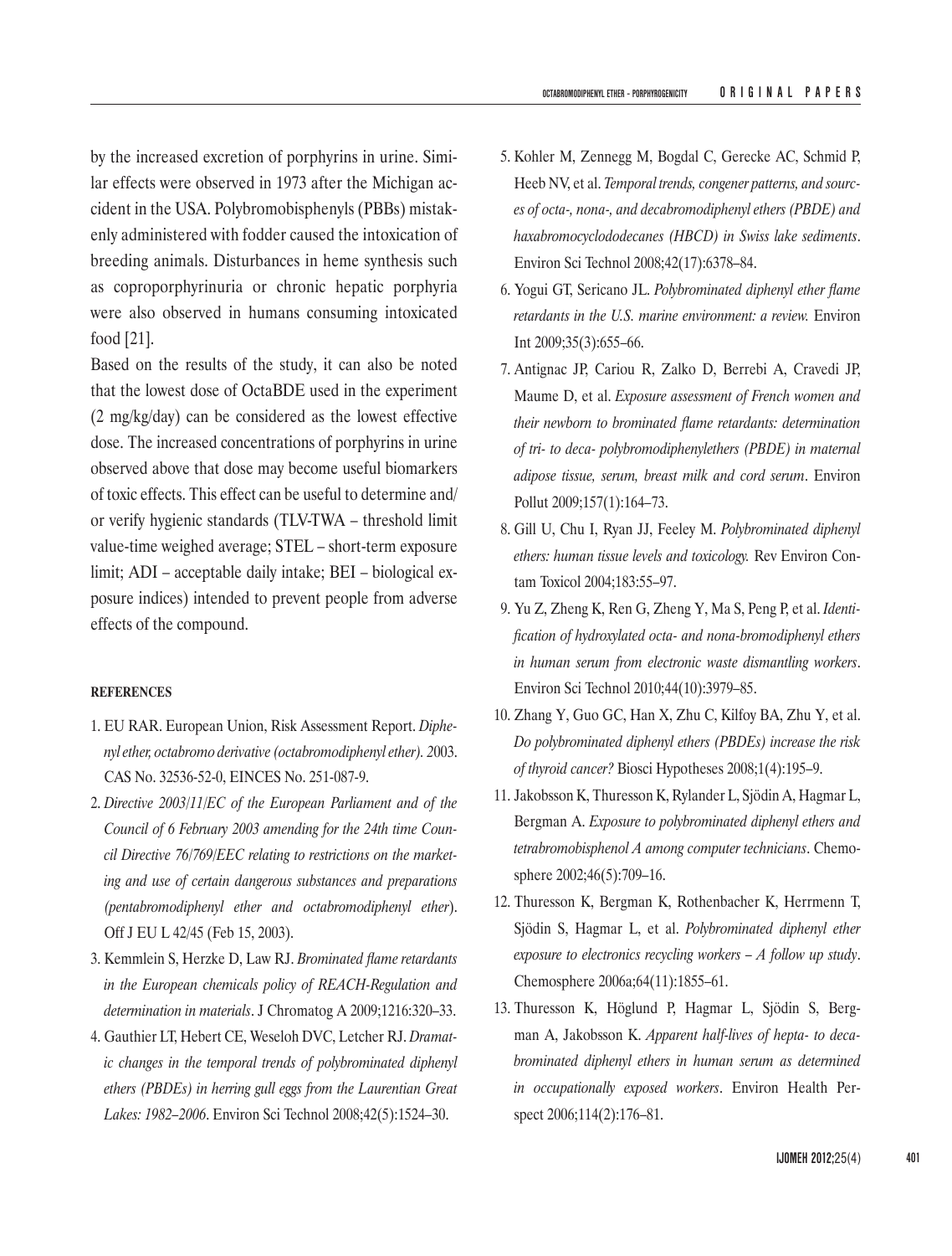by the increased excretion of porphyrins in urine. Similar effects were observed in 1973 after the Michigan accident in the USA. Polybromobisphenyls (PBBs) mistakenly administered with fodder caused the intoxication of breeding animals. Disturbances in heme synthesis such as coproporphyrinuria or chronic hepatic porphyria were also observed in humans consuming intoxicated food [21].

Based on the results of the study, it can also be noted that the lowest dose of OctaBDE used in the experiment (2 mg/kg/day) can be considered as the lowest effective dose. The increased concentrations of porphyrins in urine observed above that dose may become useful biomarkers of toxic effects. This effect can be useful to determine and/or verify hygienic standards (TLV-TWA – threshold limit value-time weighed average; STEL – short-term exposure limit; ADI – acceptable daily intake; BEI – biological exposure indices) intended to prevent people from adverse effects of the compound.

**REFERENCES**

1. EU RAR. European Union, Risk Assessment Report. *Diphenyl ether, octabromo derivative (octabromodiphenyl ether)*. 2003. CAS No. 32536-52-0, EINCES No. 251-087-9.
2. *Directive 2003/11/EC of the European Parliament and of the Council of 6 February 2003 amending for the 24th time Council Directive 76/769/EEC relating to restrictions on the marketing and use of certain dangerous substances and preparations (pentabromodiphenyl ether and octabromodiphenyl ether*). Off J EU L 42/45 (Feb 15, 2003).
3. Kemmlein S, Herzke D, Law RJ. *Brominated flame retardants in the European chemicals policy of REACH-Regulation and determination in materials*. J Chromatog A 2009;1216:320–33.
4. Gauthier LT, Hebert CE, Weseloh DVC, Letcher RJ. *Dramatic changes in the temporal trends of polybrominated diphenyl ethers (PBDEs) in herring gull eggs from the Laurentian Great Lakes: 1982–2006*. Environ Sci Technol 2008;42(5):1524–30.
5. Kohler M, Zennegg M, Bogdal C, Gerecke AC, Schmid P, Heeb NV, et al. *Temporal trends, congener patterns, and sources of octa-, nona-, and decabromodiphenyl ethers (PBDE) and haxabromocyclododecanes (HBCD) in Swiss lake sediments*. Environ Sci Technol 2008;42(17):6378–84.
6. Yogui GT, Sericano JL. *Polybrominated diphenyl ether flame retardants in the U.S. marine environment: a review.* Environ Int 2009;35(3):655–66.
7. Antignac JP, Cariou R, Zalko D, Berrebi A, Cravedi JP, Maume D, et al. *Exposure assessment of French women and their newborn to brominated flame retardants: determination of tri- to deca- polybromodiphenylethers (PBDE) in maternal adipose tissue, serum, breast milk and cord serum*. Environ Pollut 2009;157(1):164–73.
8. Gill U, Chu I, Ryan JJ, Feeley M. *Polybrominated diphenyl ethers: human tissue levels and toxicology.* Rev Environ Contam Toxicol 2004;183:55–97.
9. Yu Z, Zheng K, Ren G, Zheng Y, Ma S, Peng P, et al. *Identification of hydroxylated octa- and nona-bromodiphenyl ethers in human serum from electronic waste dismantling workers*. Environ Sci Technol 2010;44(10):3979–85.
10. Zhang Y, Guo GC, Han X, Zhu C, Kilfoy BA, Zhu Y, et al. *Do polybrominated diphenyl ethers (PBDEs) increase the risk of thyroid cancer?* Biosci Hypotheses 2008;1(4):195–9.
11. Jakobsson K, Thuresson K, Rylander L, Sjödin A, Hagmar L, Bergman A. *Exposure to polybrominated diphenyl ethers and tetrabromobisphenol A among computer technicians*. Chemosphere 2002;46(5):709–16.
12. Thuresson K, Bergman K, Rothenbacher K, Herrmenn T, Sjödin S, Hagmar L, et al. *Polybrominated diphenyl ether exposure to electronics recycling workers – A follow up study*. Chemosphere 2006a;64(11):1855–61.
13. Thuresson K, Höglund P, Hagmar L, Sjödin S, Bergman A, Jakobsson K. *Apparent half-lives of hepta- to decabrominated diphenyl ethers in human serum as determined in occupationally exposed workers*. Environ Health Perspect 2006;114(2):176–81.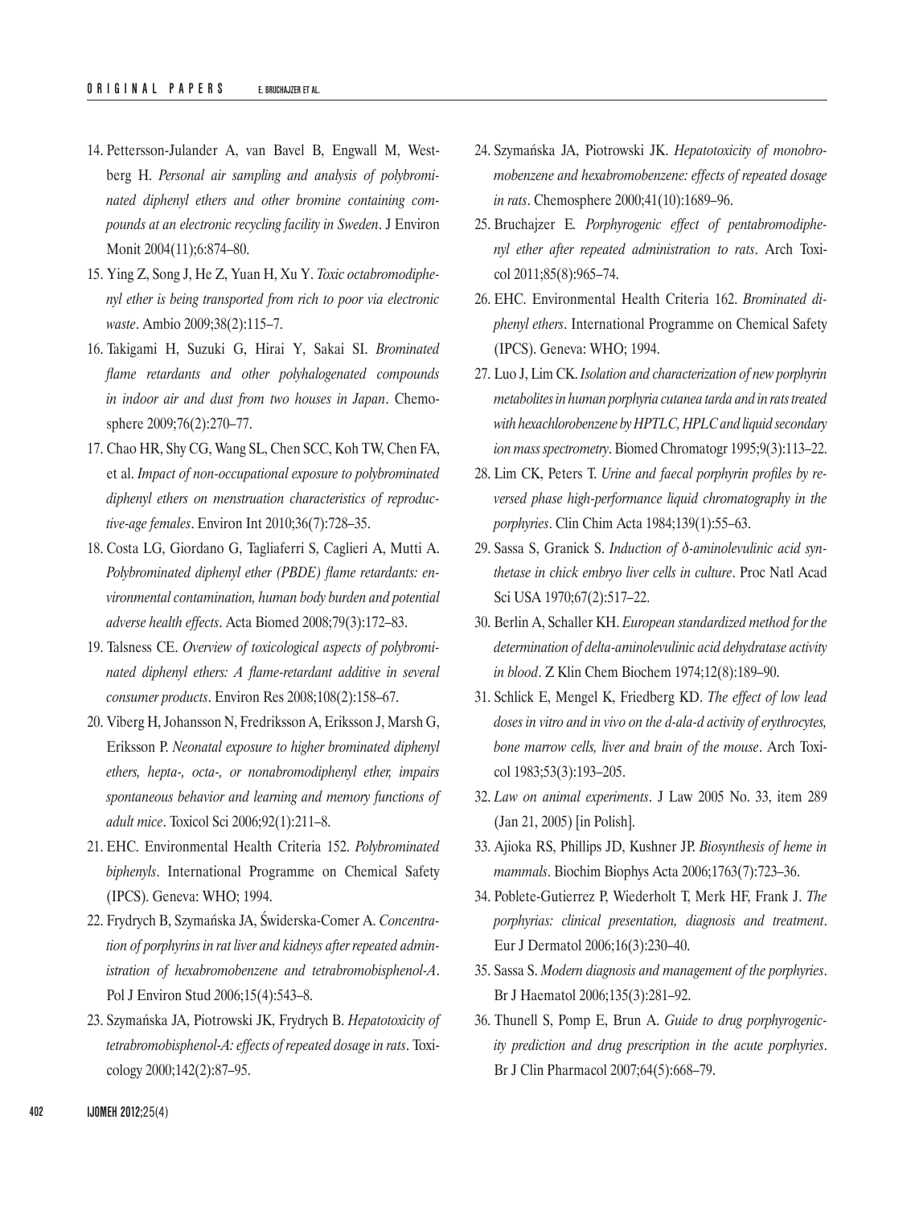14. Pettersson-Julander A, van Bavel B, Engwall M, Westberg H. *Personal air sampling and analysis of polybrominated diphenyl ethers and other bromine containing compounds at an electronic recycling facility in Sweden*. J Environ Monit 2004(11);6:874–80.
15. Ying Z, Song J, He Z, Yuan H, Xu Y. *Toxic octabromodiphenyl ether is being transported from rich to poor via electronic waste*. Ambio 2009;38(2):115–7.
16. Takigami H, Suzuki G, Hirai Y, Sakai SI. *Brominated flame retardants and other polyhalogenated compounds in indoor air and dust from two houses in Japan*. Chemosphere 2009;76(2):270–77.
17. Chao HR, Shy CG, Wang SL, Chen SCC, Koh TW, Chen FA, et al. *Impact of non-occupational exposure to polybrominated diphenyl ethers on menstruation characteristics of reproductive-age females*. Environ Int 2010;36(7):728–35.
18. Costa LG, Giordano G, Tagliaferri S, Caglieri A, Mutti A. *Polybrominated diphenyl ether (PBDE) flame retardants: environmental contamination, human body burden and potential adverse health effects*. Acta Biomed 2008;79(3):172–83.
19. Talsness CE. *Overview of toxicological aspects of polybrominated diphenyl ethers: A flame-retardant additive in several consumer products*. Environ Res 2008;108(2):158–67.
20. Viberg H, Johansson N, Fredriksson A, Eriksson J, Marsh G, Eriksson P. *Neonatal exposure to higher brominated diphenyl ethers, hepta-, octa-, or nonabromodiphenyl ether, impairs spontaneous behavior and learning and memory functions of adult mice*. Toxicol Sci 2006;92(1):211–8.
21. EHC. Environmental Health Criteria 152. *Polybrominated biphenyls*. International Programme on Chemical Safety (IPCS). Geneva: WHO; 1994.
22. Frydrych B, Szymańska JA, Świderska-Comer A. *Concentration of porphyrins in rat liver and kidneys after repeated administration of hexabromobenzene and tetrabromobisphenol-A*. Pol J Environ Stud 2006;15(4):543–8.
23. Szymańska JA, Piotrowski JK, Frydrych B. *Hepatotoxicity of tetrabromobisphenol-A: effects of repeated dosage in rats*. Toxicology 2000;142(2):87–95.
24. Szymańska JA, Piotrowski JK. *Hepatotoxicity of monobromobenzene and hexabromobenzene: effects of repeated dosage in rats*. Chemosphere 2000;41(10):1689–96.
25. Bruchajzer E. *Porphyrogenic effect of pentabromodiphenyl ether after repeated administration to rats*. Arch Toxicol 2011;85(8):965–74.
26. EHC. Environmental Health Criteria 162. *Brominated diphenyl ethers*. International Programme on Chemical Safety (IPCS). Geneva: WHO; 1994.
27. Luo J, Lim CK. *Isolation and characterization of new porphyrin metabolites in human porphyria cutanea tarda and in rats treated with hexachlorobenzene by HPTLC, HPLC and liquid secondary ion mass spectrometry*. Biomed Chromatogr 1995;9(3):113–22.
28. Lim CK, Peters T. *Urine and faecal porphyrin profiles by reversed phase high-performance liquid chromatography in the porphyries*. Clin Chim Acta 1984;139(1):55–63.
29. Sassa S, Granick S. *Induction of δ-aminolevulinic acid synthetase in chick embryo liver cells in culture*. Proc Natl Acad Sci USA 1970;67(2):517–22.
30. Berlin A, Schaller KH. *European standardized method for the determination of delta-aminolevulinic acid dehydratase activity in blood*. Z Klin Chem Biochem 1974;12(8):189–90.
31. Schlick E, Mengel K, Friedberg KD. *The effect of low lead doses in vitro and in vivo on the d-ala-d activity of erythrocytes, bone marrow cells, liver and brain of the mouse*. Arch Toxicol 1983;53(3):193–205.
32. *Law on animal experiments*. J Law 2005 No. 33, item 289 (Jan 21, 2005) [in Polish].
33. Ajioka RS, Phillips JD, Kushner JP. *Biosynthesis of heme in mammals*. Biochim Biophys Acta 2006;1763(7):723–36.
34. Poblete-Gutierrez P, Wiederholt T, Merk HF, Frank J. *The porphyrias: clinical presentation, diagnosis and treatment*. Eur J Dermatol 2006;16(3):230–40.
35. Sassa S. *Modern diagnosis and management of the porphyries*. Br J Haematol 2006;135(3):281–92.
36. Thunell S, Pomp E, Brun A. *Guide to drug porphyrogenicity prediction and drug prescription in the acute porphyries*. Br J Clin Pharmacol 2007;64(5):668–79.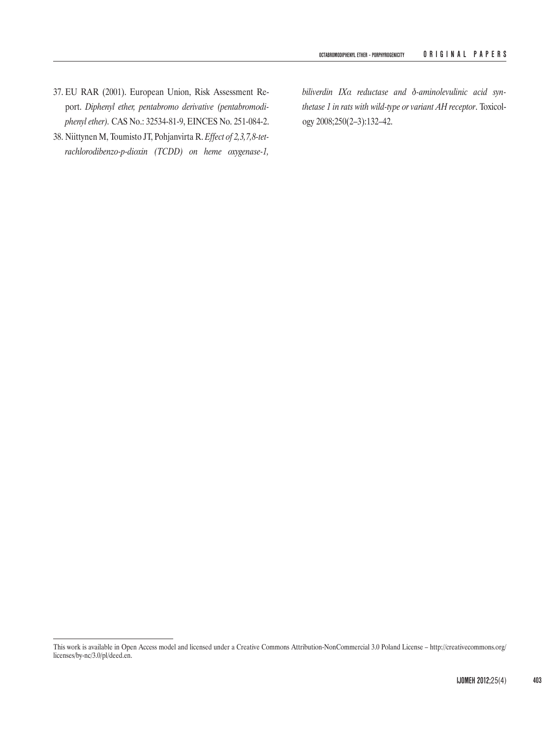37. EU RAR (2001). European Union, Risk Assessment Report. *Diphenyl ether, pentabromo derivative (pentabromodiphenyl ether).* CAS No.: 32534-81-9, EINCES No. 251-084-2.
38. Niittynen M, Toumisto JT, Pohjanvirta R. *Effect of 2,3,7,8-tetrachlorodibenzo-p-dioxin (TCDD) on heme oxygenase-1, biliverdin IXα reductase and δ-aminolevulinic acid synthetase 1 in rats with wild-type or variant AH receptor*. Toxicology 2008;250(2–3):132–42.

This work is available in Open Access model and licensed under a Creative Commons Attribution-NonCommercial 3.0 Poland License – http://creativecommons.org/licenses/by-nc/3.0/pl/deed.en.